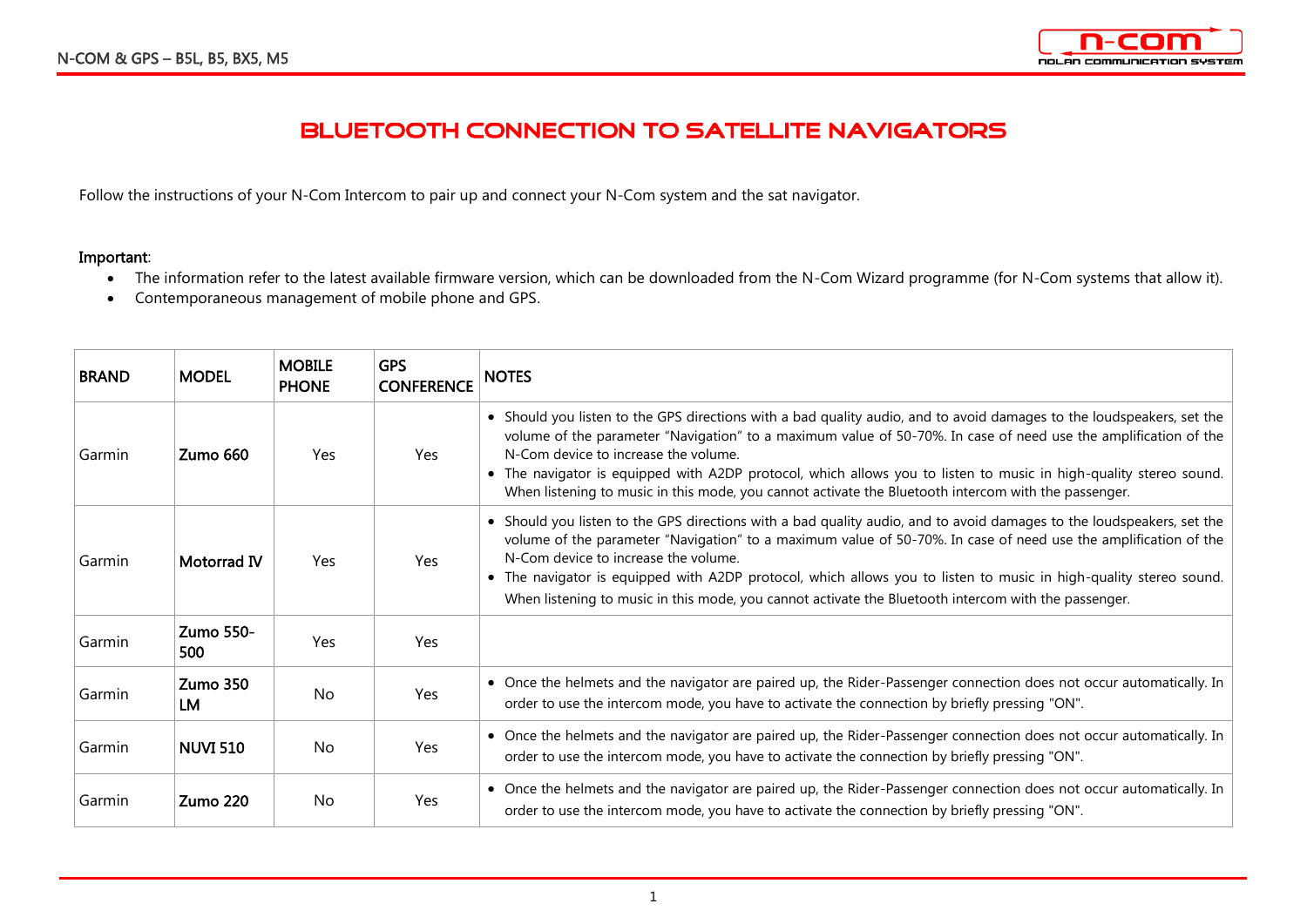# BLUETOOTH CONNECTION TO SATELLITE NAVIGATORS

Follow the instructions of your N-Com Intercom to pair up and connect your N-Com system and the sat navigator.

Important:

- The information refer to the latest available firmware version, which can be downloaded from the N-Com Wizard programme (for N-Com systems that allow it).
- Contemporaneous management of mobile phone and GPS.

| BRAND | MODEL | MOBILE PHONE | GPS CONFERENCE | NOTES |
|---|---|---|---|---|
| Garmin | **Zumo 660** | Yes | Yes | • Should you listen to the GPS directions with a bad quality audio, and to avoid damages to the loudspeakers, set the volume of the parameter "Navigation" to a maximum value of 50-70%. In case of need use the amplification of the N-Com device to increase the volume. • The navigator is equipped with A2DP protocol, which allows you to listen to music in high-quality stereo sound. When listening to music in this mode, you cannot activate the Bluetooth intercom with the passenger. |
| Garmin | **Motorrad IV** | Yes | Yes | • Should you listen to the GPS directions with a bad quality audio, and to avoid damages to the loudspeakers, set the volume of the parameter "Navigation" to a maximum value of 50-70%. In case of need use the amplification of the N-Com device to increase the volume. • The navigator is equipped with A2DP protocol, which allows you to listen to music in high-quality stereo sound. When listening to music in this mode, you cannot activate the Bluetooth intercom with the passenger. |
| Garmin | **Zumo 550-500** | Yes | Yes | |
| Garmin | **Zumo 350 LM** | No | Yes | • Once the helmets and the navigator are paired up, the Rider-Passenger connection does not occur automatically. In order to use the intercom mode, you have to activate the connection by briefly pressing "ON". |
| Garmin | **NUVI 510** | No | Yes | • Once the helmets and the navigator are paired up, the Rider-Passenger connection does not occur automatically. In order to use the intercom mode, you have to activate the connection by briefly pressing "ON". |
| Garmin | **Zumo 220** | No | Yes | • Once the helmets and the navigator are paired up, the Rider-Passenger connection does not occur automatically. In order to use the intercom mode, you have to activate the connection by briefly pressing "ON". |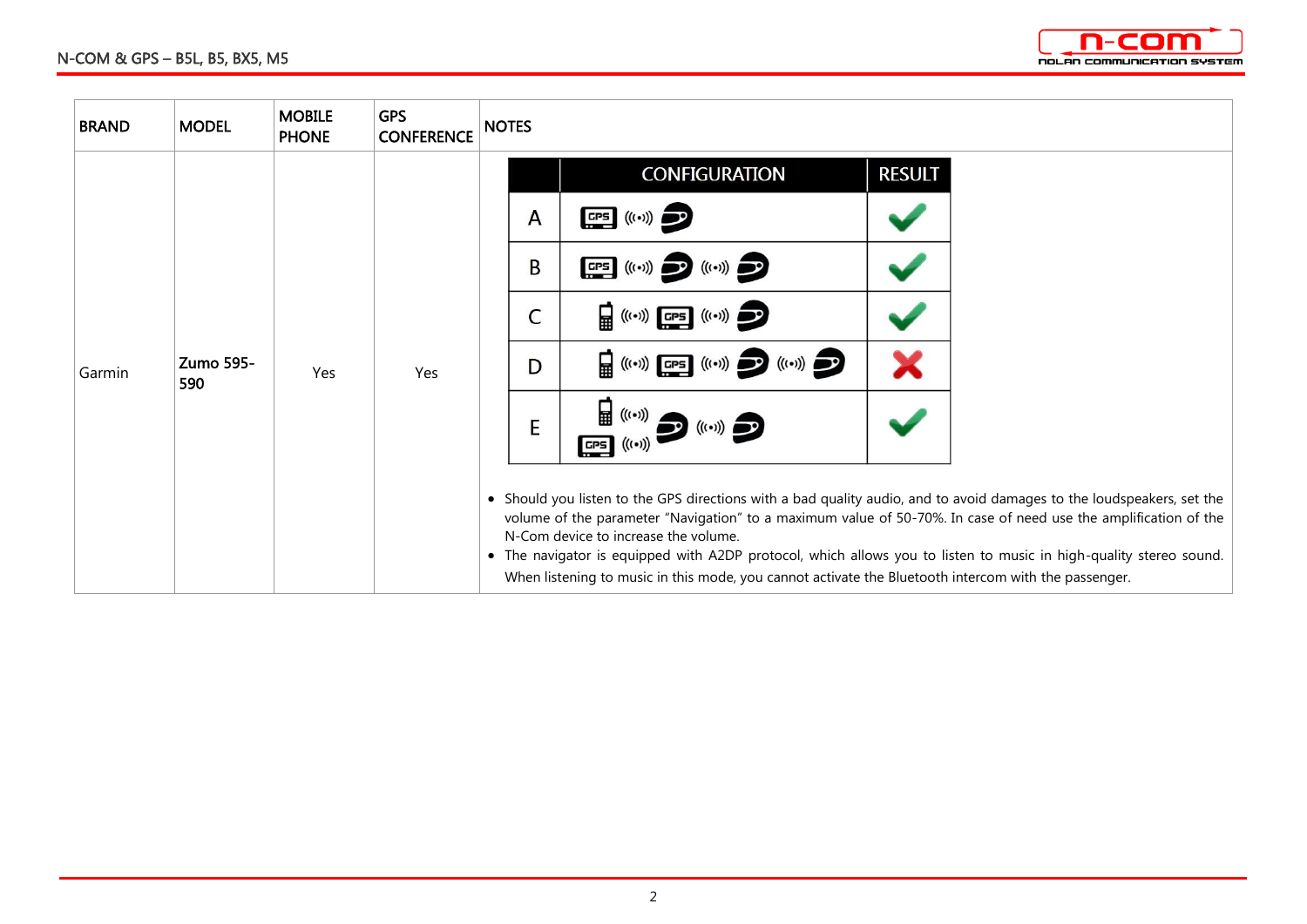| BRAND | MODEL | MOBILE PHONE | GPS CONFERENCE | NOTES |
|---|---|---|---|---|
| Garmin | **Zumo 595-590** | Yes | Yes | CONFIGURATION / RESULT: A ✔; B ✔; C ✔; D ✘; E ✔ <br> • Should you listen to the GPS directions with a bad quality audio, and to avoid damages to the loudspeakers, set the volume of the parameter "Navigation" to a maximum value of 50-70%. In case of need use the amplification of the N-Com device to increase the volume. <br> • The navigator is equipped with A2DP protocol, which allows you to listen to music in high-quality stereo sound. When listening to music in this mode, you cannot activate the Bluetooth intercom with the passenger. |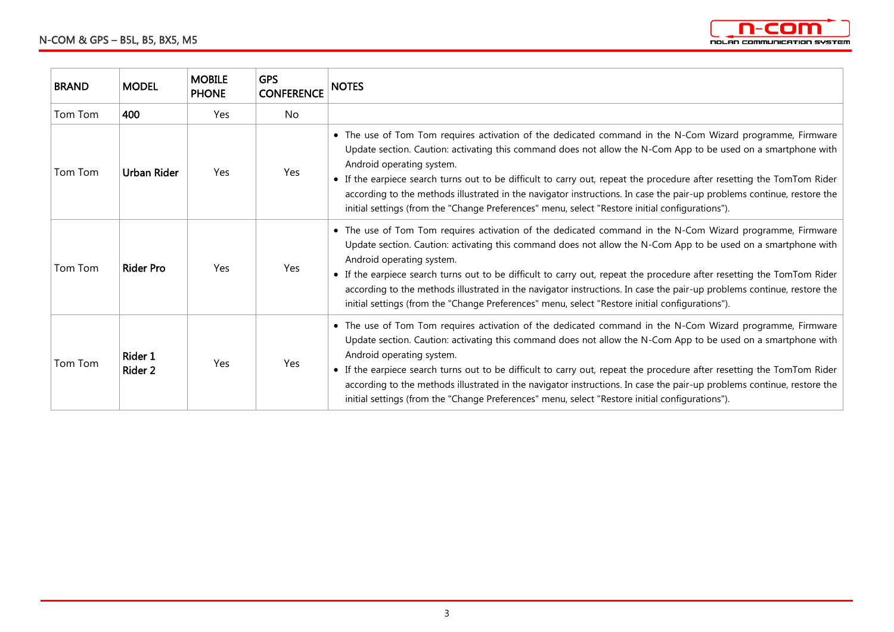| BRAND | MODEL | MOBILE PHONE | GPS CONFERENCE | NOTES |
|---|---|---|---|---|
| Tom Tom | **400** | Yes | No | |
| Tom Tom | **Urban Rider** | Yes | Yes | • The use of Tom Tom requires activation of the dedicated command in the N-Com Wizard programme, Firmware Update section. Caution: activating this command does not allow the N-Com App to be used on a smartphone with Android operating system.<br>• If the earpiece search turns out to be difficult to carry out, repeat the procedure after resetting the TomTom Rider according to the methods illustrated in the navigator instructions. In case the pair-up problems continue, restore the initial settings (from the "Change Preferences" menu, select "Restore initial configurations"). |
| Tom Tom | **Rider Pro** | Yes | Yes | • The use of Tom Tom requires activation of the dedicated command in the N-Com Wizard programme, Firmware Update section. Caution: activating this command does not allow the N-Com App to be used on a smartphone with Android operating system.<br>• If the earpiece search turns out to be difficult to carry out, repeat the procedure after resetting the TomTom Rider according to the methods illustrated in the navigator instructions. In case the pair-up problems continue, restore the initial settings (from the "Change Preferences" menu, select "Restore initial configurations"). |
| Tom Tom | **Rider 1**<br>**Rider 2** | Yes | Yes | • The use of Tom Tom requires activation of the dedicated command in the N-Com Wizard programme, Firmware Update section. Caution: activating this command does not allow the N-Com App to be used on a smartphone with Android operating system.<br>• If the earpiece search turns out to be difficult to carry out, repeat the procedure after resetting the TomTom Rider according to the methods illustrated in the navigator instructions. In case the pair-up problems continue, restore the initial settings (from the "Change Preferences" menu, select "Restore initial configurations"). |